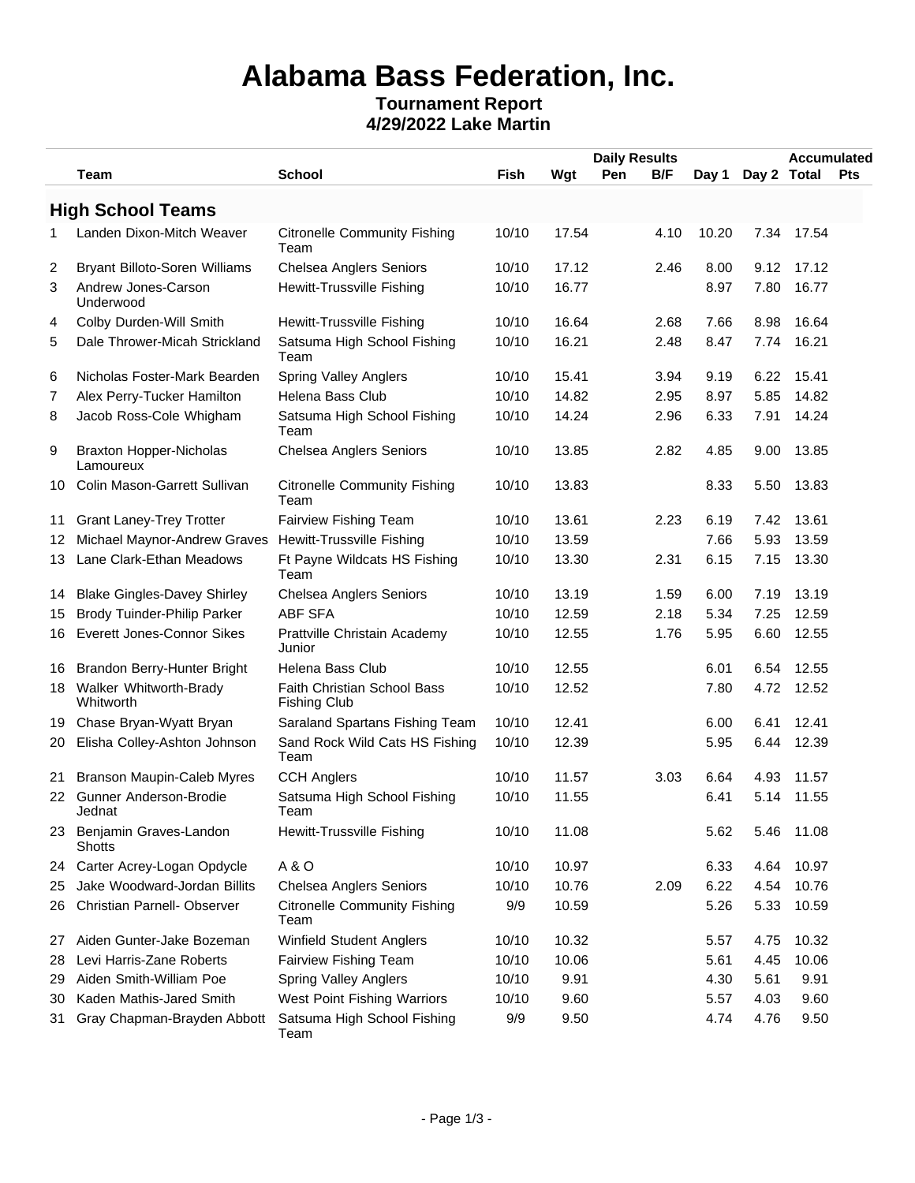# Alabama Bass Federation, Inc.

**Tournament Report**
**4/29/2022 Lake Martin**

| | | | Daily Results | | | | | | Accumulated | |
|---|---|---|---|---|---|---|---|---|---|---|
| | **Team** | **School** | **Fish** | **Wgt** | **Pen** | **B/F** | **Day 1** | **Day 2** | **Total** | **Pts** |

## High School Teams

| # | Team | School | Fish | Wgt | Pen | B/F | Day 1 | Day 2 | Total | Pts |
|---|---|---|---|---|---|---|---|---|---|---|
| 1 | Landen Dixon-Mitch Weaver | Citronelle Community Fishing Team | 10/10 | 17.54 | | 4.10 | 10.20 | 7.34 | 17.54 | |
| 2 | Bryant Billoto-Soren Williams | Chelsea Anglers Seniors | 10/10 | 17.12 | | 2.46 | 8.00 | 9.12 | 17.12 | |
| 3 | Andrew Jones-Carson Underwood | Hewitt-Trussville Fishing | 10/10 | 16.77 | | | 8.97 | 7.80 | 16.77 | |
| 4 | Colby Durden-Will Smith | Hewitt-Trussville Fishing | 10/10 | 16.64 | | 2.68 | 7.66 | 8.98 | 16.64 | |
| 5 | Dale Thrower-Micah Strickland | Satsuma High School Fishing Team | 10/10 | 16.21 | | 2.48 | 8.47 | 7.74 | 16.21 | |
| 6 | Nicholas Foster-Mark Bearden | Spring Valley Anglers | 10/10 | 15.41 | | 3.94 | 9.19 | 6.22 | 15.41 | |
| 7 | Alex Perry-Tucker Hamilton | Helena Bass Club | 10/10 | 14.82 | | 2.95 | 8.97 | 5.85 | 14.82 | |
| 8 | Jacob Ross-Cole Whigham | Satsuma High School Fishing Team | 10/10 | 14.24 | | 2.96 | 6.33 | 7.91 | 14.24 | |
| 9 | Braxton Hopper-Nicholas Lamoureux | Chelsea Anglers Seniors | 10/10 | 13.85 | | 2.82 | 4.85 | 9.00 | 13.85 | |
| 10 | Colin Mason-Garrett Sullivan | Citronelle Community Fishing Team | 10/10 | 13.83 | | | 8.33 | 5.50 | 13.83 | |
| 11 | Grant Laney-Trey Trotter | Fairview Fishing Team | 10/10 | 13.61 | | 2.23 | 6.19 | 7.42 | 13.61 | |
| 12 | Michael Maynor-Andrew Graves | Hewitt-Trussville Fishing | 10/10 | 13.59 | | | 7.66 | 5.93 | 13.59 | |
| 13 | Lane Clark-Ethan Meadows | Ft Payne Wildcats HS Fishing Team | 10/10 | 13.30 | | 2.31 | 6.15 | 7.15 | 13.30 | |
| 14 | Blake Gingles-Davey Shirley | Chelsea Anglers Seniors | 10/10 | 13.19 | | 1.59 | 6.00 | 7.19 | 13.19 | |
| 15 | Brody Tuinder-Philip Parker | ABF SFA | 10/10 | 12.59 | | 2.18 | 5.34 | 7.25 | 12.59 | |
| 16 | Everett Jones-Connor Sikes | Prattville Christain Academy Junior | 10/10 | 12.55 | | 1.76 | 5.95 | 6.60 | 12.55 | |
| 16 | Brandon Berry-Hunter Bright | Helena Bass Club | 10/10 | 12.55 | | | 6.01 | 6.54 | 12.55 | |
| 18 | Walker Whitworth-Brady Whitworth | Faith Christian School Bass Fishing Club | 10/10 | 12.52 | | | 7.80 | 4.72 | 12.52 | |
| 19 | Chase Bryan-Wyatt Bryan | Saraland Spartans Fishing Team | 10/10 | 12.41 | | | 6.00 | 6.41 | 12.41 | |
| 20 | Elisha Colley-Ashton Johnson | Sand Rock Wild Cats HS Fishing Team | 10/10 | 12.39 | | | 5.95 | 6.44 | 12.39 | |
| 21 | Branson Maupin-Caleb Myres | CCH Anglers | 10/10 | 11.57 | | 3.03 | 6.64 | 4.93 | 11.57 | |
| 22 | Gunner Anderson-Brodie Jednat | Satsuma High School Fishing Team | 10/10 | 11.55 | | | 6.41 | 5.14 | 11.55 | |
| 23 | Benjamin Graves-Landon Shotts | Hewitt-Trussville Fishing | 10/10 | 11.08 | | | 5.62 | 5.46 | 11.08 | |
| 24 | Carter Acrey-Logan Opdycle | A & O | 10/10 | 10.97 | | | 6.33 | 4.64 | 10.97 | |
| 25 | Jake Woodward-Jordan Billits | Chelsea Anglers Seniors | 10/10 | 10.76 | | 2.09 | 6.22 | 4.54 | 10.76 | |
| 26 | Christian Parnell- Observer | Citronelle Community Fishing Team | 9/9 | 10.59 | | | 5.26 | 5.33 | 10.59 | |
| 27 | Aiden Gunter-Jake Bozeman | Winfield Student Anglers | 10/10 | 10.32 | | | 5.57 | 4.75 | 10.32 | |
| 28 | Levi Harris-Zane Roberts | Fairview Fishing Team | 10/10 | 10.06 | | | 5.61 | 4.45 | 10.06 | |
| 29 | Aiden Smith-William Poe | Spring Valley Anglers | 10/10 | 9.91 | | | 4.30 | 5.61 | 9.91 | |
| 30 | Kaden Mathis-Jared Smith | West Point Fishing Warriors | 10/10 | 9.60 | | | 5.57 | 4.03 | 9.60 | |
| 31 | Gray Chapman-Brayden Abbott | Satsuma High School Fishing Team | 9/9 | 9.50 | | | 4.74 | 4.76 | 9.50 | |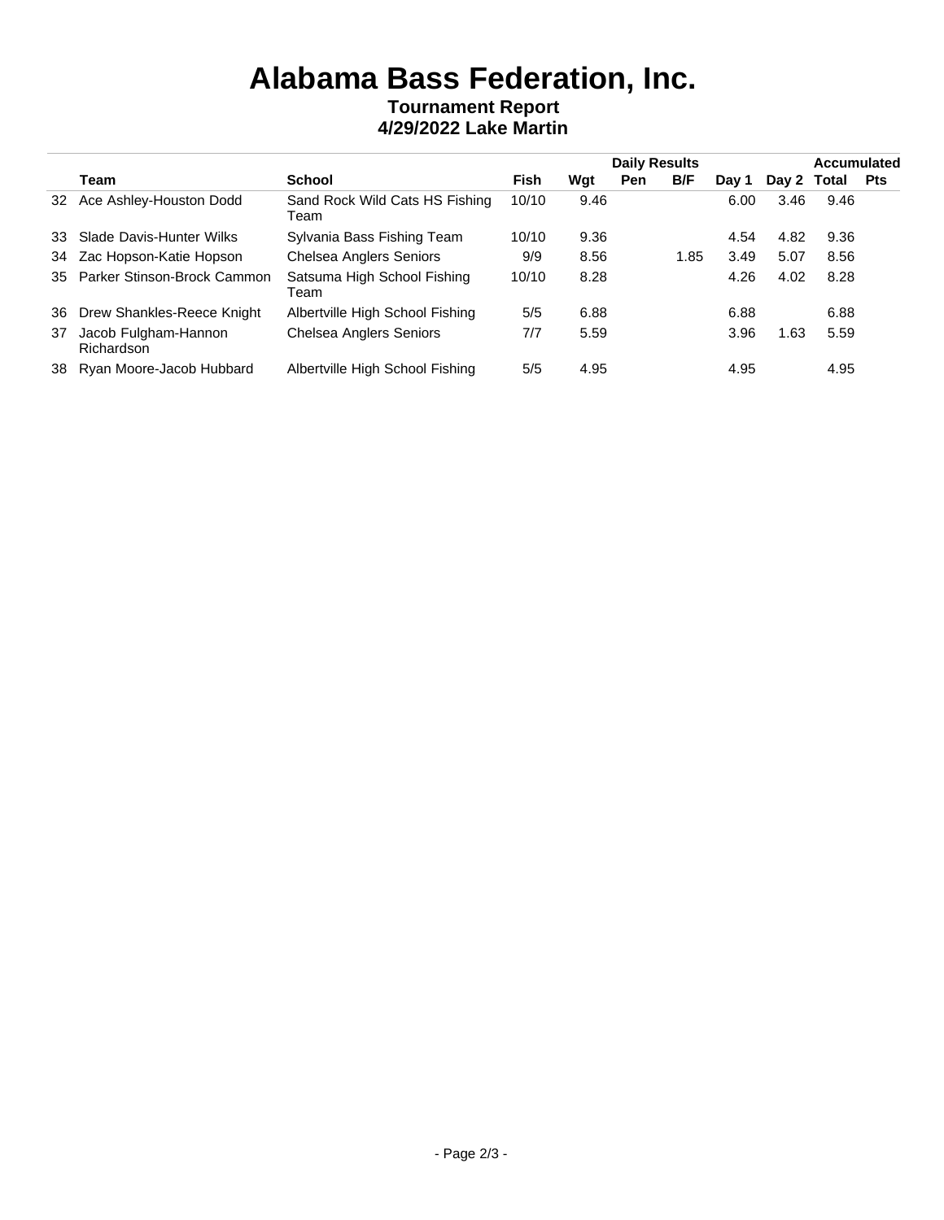# Alabama Bass Federation, Inc.

**Tournament Report**
**4/29/2022 Lake Martin**

| | | | Daily Results | | | | | | Accumulated | |
|---|---|---|---|---|---|---|---|---|---|---|
| | **Team** | **School** | **Fish** | **Wgt** | **Pen** | **B/F** | **Day 1** | **Day 2** | **Total** | **Pts** |
| 32 | Ace Ashley-Houston Dodd | Sand Rock Wild Cats HS Fishing Team | 10/10 | 9.46 | | | 6.00 | 3.46 | 9.46 | |
| 33 | Slade Davis-Hunter Wilks | Sylvania Bass Fishing Team | 10/10 | 9.36 | | | 4.54 | 4.82 | 9.36 | |
| 34 | Zac Hopson-Katie Hopson | Chelsea Anglers Seniors | 9/9 | 8.56 | | 1.85 | 3.49 | 5.07 | 8.56 | |
| 35 | Parker Stinson-Brock Cammon | Satsuma High School Fishing Team | 10/10 | 8.28 | | | 4.26 | 4.02 | 8.28 | |
| 36 | Drew Shankles-Reece Knight | Albertville High School Fishing | 5/5 | 6.88 | | | 6.88 | | 6.88 | |
| 37 | Jacob Fulgham-Hannon Richardson | Chelsea Anglers Seniors | 7/7 | 5.59 | | | 3.96 | 1.63 | 5.59 | |
| 38 | Ryan Moore-Jacob Hubbard | Albertville High School Fishing | 5/5 | 4.95 | | | 4.95 | | 4.95 | |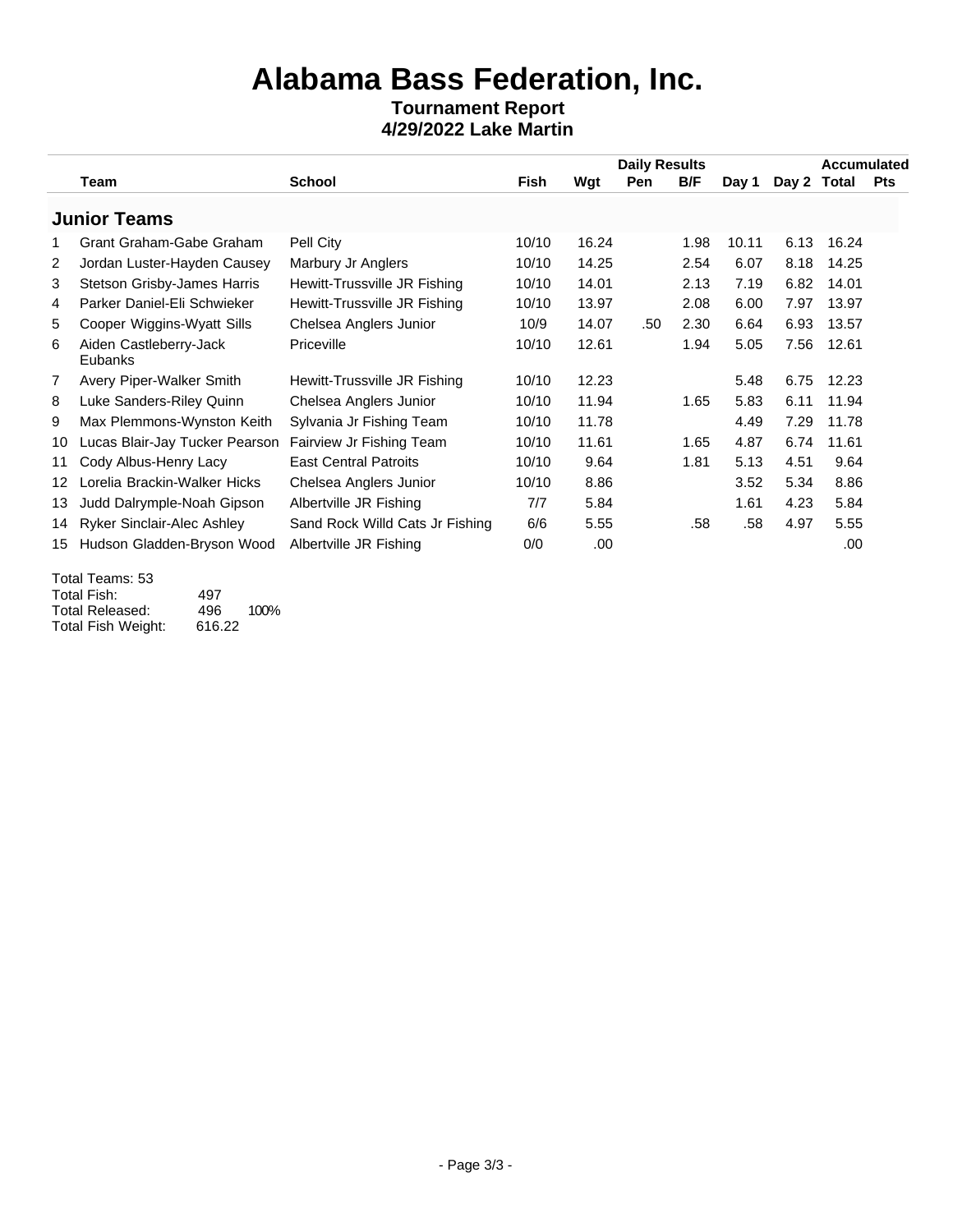# Alabama Bass Federation, Inc.

**Tournament Report**
**4/29/2022 Lake Martin**

| | | | | | Daily Results | | | | Accumulated | |
|---|---|---|---|---|---|---|---|---|---|---|
| | Team | School | Fish | Wgt | Pen | B/F | Day 1 | Day 2 | Total | Pts |
| **Junior Teams** | | | | | | | | | | |
| 1 | Grant Graham-Gabe Graham | Pell City | 10/10 | 16.24 | | 1.98 | 10.11 | 6.13 | 16.24 | |
| 2 | Jordan Luster-Hayden Causey | Marbury Jr Anglers | 10/10 | 14.25 | | 2.54 | 6.07 | 8.18 | 14.25 | |
| 3 | Stetson Grisby-James Harris | Hewitt-Trussville JR Fishing | 10/10 | 14.01 | | 2.13 | 7.19 | 6.82 | 14.01 | |
| 4 | Parker Daniel-Eli Schwieker | Hewitt-Trussville JR Fishing | 10/10 | 13.97 | | 2.08 | 6.00 | 7.97 | 13.97 | |
| 5 | Cooper Wiggins-Wyatt Sills | Chelsea Anglers Junior | 10/9 | 14.07 | .50 | 2.30 | 6.64 | 6.93 | 13.57 | |
| 6 | Aiden Castleberry-Jack Eubanks | Priceville | 10/10 | 12.61 | | 1.94 | 5.05 | 7.56 | 12.61 | |
| 7 | Avery Piper-Walker Smith | Hewitt-Trussville JR Fishing | 10/10 | 12.23 | | | 5.48 | 6.75 | 12.23 | |
| 8 | Luke Sanders-Riley Quinn | Chelsea Anglers Junior | 10/10 | 11.94 | | 1.65 | 5.83 | 6.11 | 11.94 | |
| 9 | Max Plemmons-Wynston Keith | Sylvania Jr Fishing Team | 10/10 | 11.78 | | | 4.49 | 7.29 | 11.78 | |
| 10 | Lucas Blair-Jay Tucker Pearson | Fairview Jr Fishing Team | 10/10 | 11.61 | | 1.65 | 4.87 | 6.74 | 11.61 | |
| 11 | Cody Albus-Henry Lacy | East Central Patroits | 10/10 | 9.64 | | 1.81 | 5.13 | 4.51 | 9.64 | |
| 12 | Lorelia Brackin-Walker Hicks | Chelsea Anglers Junior | 10/10 | 8.86 | | | 3.52 | 5.34 | 8.86 | |
| 13 | Judd Dalrymple-Noah Gipson | Albertville JR Fishing | 7/7 | 5.84 | | | 1.61 | 4.23 | 5.84 | |
| 14 | Ryker Sinclair-Alec Ashley | Sand Rock Willd Cats Jr Fishing | 6/6 | 5.55 | | .58 | .58 | 4.97 | 5.55 | |
| 15 | Hudson Gladden-Bryson Wood | Albertville JR Fishing | 0/0 | .00 | | | | | .00 | |

Total Teams: 53
Total Fish: 497
Total Released: 496 100%
Total Fish Weight: 616.22